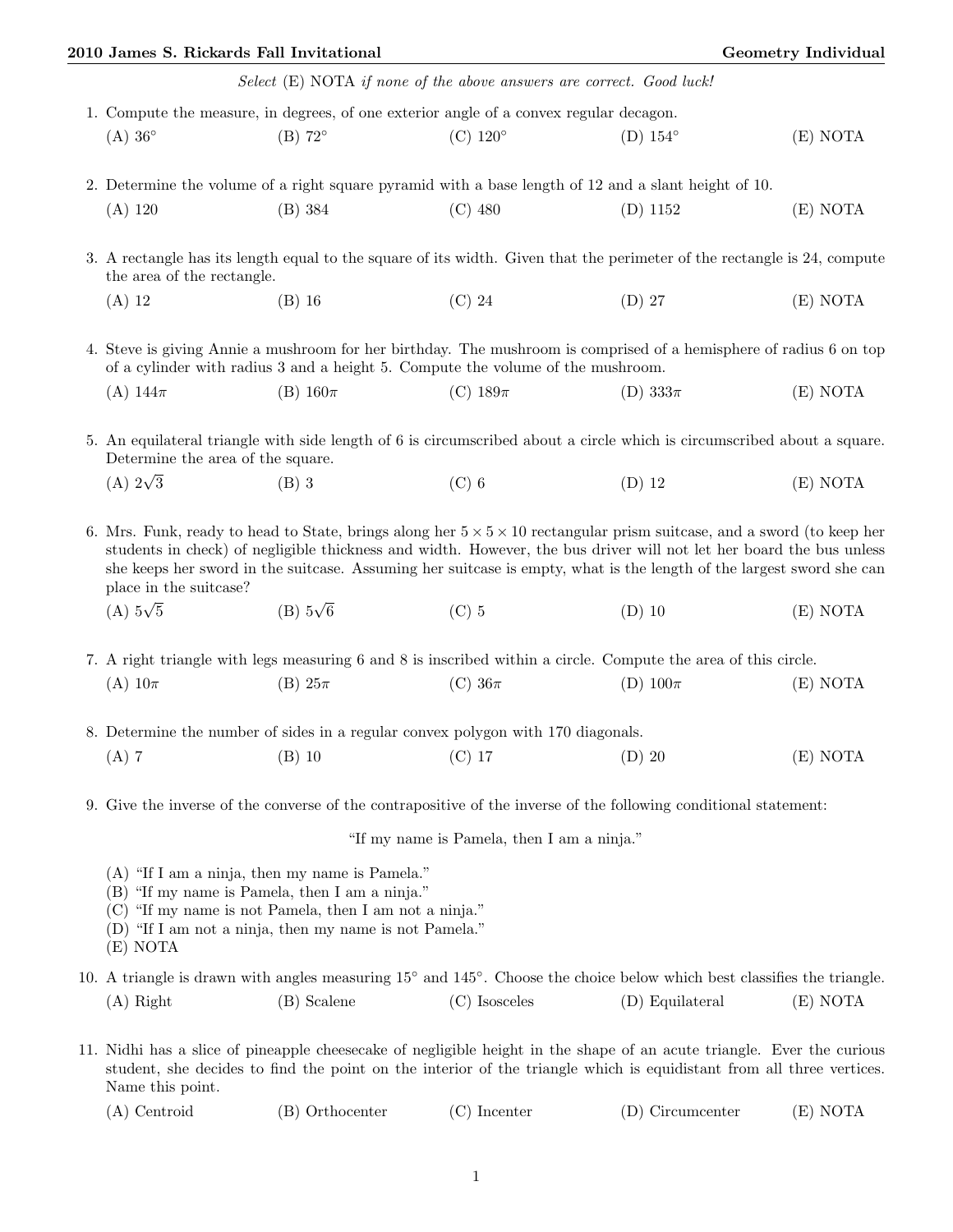*Select* (E) NOTA *if none of the above answers are correct. Good luck!*

1. Compute the measure, in degrees, of one exterior angle of a convex regular decagon.

   (A) $36^\circ$ (B) $72^\circ$ (C) $120^\circ$ (D) $154^\circ$ (E) NOTA

2. Determine the volume of a right square pyramid with a base length of 12 and a slant height of 10.

   (A) 120 (B) 384 (C) 480 (D) 1152 (E) NOTA

3. A rectangle has its length equal to the square of its width. Given that the perimeter of the rectangle is 24, compute the area of the rectangle.

   (A) 12 (B) 16 (C) 24 (D) 27 (E) NOTA

4. Steve is giving Annie a mushroom for her birthday. The mushroom is comprised of a hemisphere of radius 6 on top of a cylinder with radius 3 and a height 5. Compute the volume of the mushroom.

   (A) $144\pi$ (B) $160\pi$ (C) $189\pi$ (D) $333\pi$ (E) NOTA

5. An equilateral triangle with side length of 6 is circumscribed about a circle which is circumscribed about a square. Determine the area of the square.

   (A) $2\sqrt{3}$ (B) 3 (C) 6 (D) 12 (E) NOTA

6. Mrs. Funk, ready to head to State, brings along her $5 \times 5 \times 10$ rectangular prism suitcase, and a sword (to keep her students in check) of negligible thickness and width. However, the bus driver will not let her board the bus unless she keeps her sword in the suitcase. Assuming her suitcase is empty, what is the length of the largest sword she can place in the suitcase?

   (A) $5\sqrt{5}$ (B) $5\sqrt{6}$ (C) 5 (D) 10 (E) NOTA

7. A right triangle with legs measuring 6 and 8 is inscribed within a circle. Compute the area of this circle.

   (A) $10\pi$ (B) $25\pi$ (C) $36\pi$ (D) $100\pi$ (E) NOTA

8. Determine the number of sides in a regular convex polygon with 170 diagonals.

   (A) 7 (B) 10 (C) 17 (D) 20 (E) NOTA

9. Give the inverse of the converse of the contrapositive of the inverse of the following conditional statement:

   "If my name is Pamela, then I am a ninja."

   (A) "If I am a ninja, then my name is Pamela."
   (B) "If my name is Pamela, then I am a ninja."
   (C) "If my name is not Pamela, then I am not a ninja."
   (D) "If I am not a ninja, then my name is not Pamela."
   (E) NOTA

10. A triangle is drawn with angles measuring $15^\circ$ and $145^\circ$. Choose the choice below which best classifies the triangle.

    (A) Right (B) Scalene (C) Isosceles (D) Equilateral (E) NOTA

11. Nidhi has a slice of pineapple cheesecake of negligible height in the shape of an acute triangle. Ever the curious student, she decides to find the point on the interior of the triangle which is equidistant from all three vertices. Name this point.

    (A) Centroid (B) Orthocenter (C) Incenter (D) Circumcenter (E) NOTA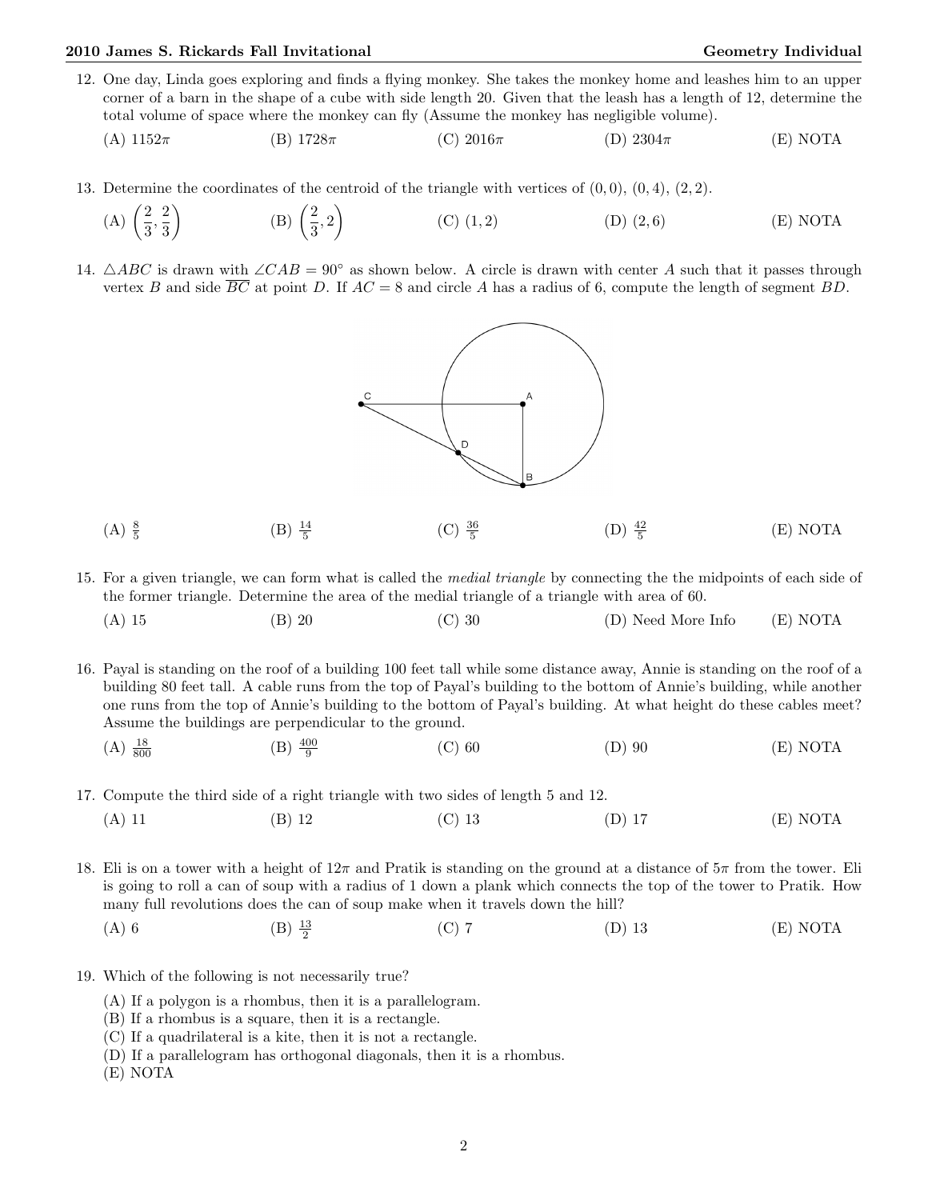12. One day, Linda goes exploring and finds a flying monkey. She takes the monkey home and leashes him to an upper corner of a barn in the shape of a cube with side length 20. Given that the leash has a length of 12, determine the total volume of space where the monkey can fly (Assume the monkey has negligible volume).

    (A) $1152\pi$ (B) $1728\pi$ (C) $2016\pi$ (D) $2304\pi$ (E) NOTA

13. Determine the coordinates of the centroid of the triangle with vertices of $(0,0)$, $(0,4)$, $(2,2)$.

    (A) $\left(\frac{2}{3}, \frac{2}{3}\right)$ (B) $\left(\frac{2}{3}, 2\right)$ (C) $(1,2)$ (D) $(2,6)$ (E) NOTA

14. $\triangle ABC$ is drawn with $\angle CAB = 90^\circ$ as shown below. A circle is drawn with center $A$ such that it passes through vertex $B$ and side $\overline{BC}$ at point $D$. If $AC = 8$ and circle $A$ has a radius of 6, compute the length of segment $BD$.

    (A) $\frac{8}{5}$ (B) $\frac{14}{5}$ (C) $\frac{36}{5}$ (D) $\frac{42}{5}$ (E) NOTA

15. For a given triangle, we can form what is called the *medial triangle* by connecting the the midpoints of each side of the former triangle. Determine the area of the medial triangle of a triangle with area of 60.

    (A) 15 (B) 20 (C) 30 (D) Need More Info (E) NOTA

16. Payal is standing on the roof of a building 100 feet tall while some distance away, Annie is standing on the roof of a building 80 feet tall. A cable runs from the top of Payal's building to the bottom of Annie's building, while another one runs from the top of Annie's building to the bottom of Payal's building. At what height do these cables meet? Assume the buildings are perpendicular to the ground.

    (A) $\frac{18}{800}$ (B) $\frac{400}{9}$ (C) 60 (D) 90 (E) NOTA

17. Compute the third side of a right triangle with two sides of length 5 and 12.

    (A) 11 (B) 12 (C) 13 (D) 17 (E) NOTA

18. Eli is on a tower with a height of $12\pi$ and Pratik is standing on the ground at a distance of $5\pi$ from the tower. Eli is going to roll a can of soup with a radius of 1 down a plank which connects the top of the tower to Pratik. How many full revolutions does the can of soup make when it travels down the hill?

    (A) 6 (B) $\frac{13}{2}$ (C) 7 (D) 13 (E) NOTA

19. Which of the following is not necessarily true?

    (A) If a polygon is a rhombus, then it is a parallelogram.
    (B) If a rhombus is a square, then it is a rectangle.
    (C) If a quadrilateral is a kite, then it is not a rectangle.
    (D) If a parallelogram has orthogonal diagonals, then it is a rhombus.
    (E) NOTA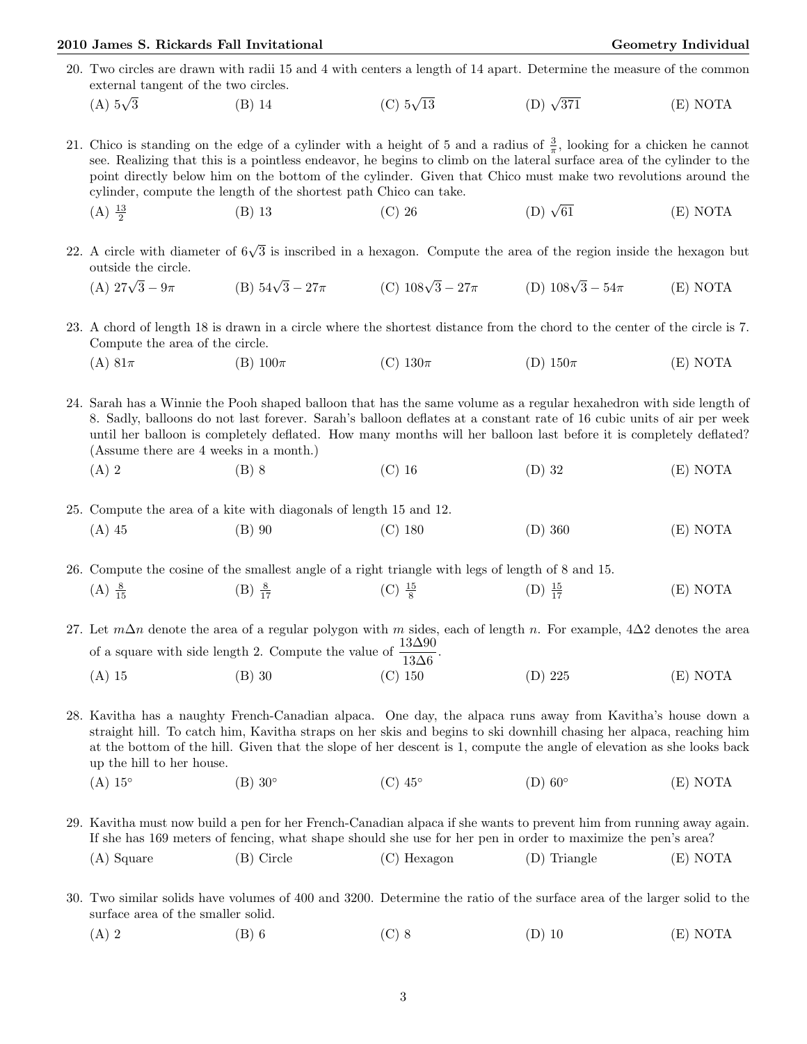20. Two circles are drawn with radii 15 and 4 with centers a length of 14 apart. Determine the measure of the common external tangent of the two circles.

(A) $5\sqrt{3}$ (B) 14 (C) $5\sqrt{13}$ (D) $\sqrt{371}$ (E) NOTA

21. Chico is standing on the edge of a cylinder with a height of 5 and a radius of $\frac{3}{\pi}$, looking for a chicken he cannot see. Realizing that this is a pointless endeavor, he begins to climb on the lateral surface area of the cylinder to the point directly below him on the bottom of the cylinder. Given that Chico must make two revolutions around the cylinder, compute the length of the shortest path Chico can take.

(A) $\frac{13}{2}$ (B) 13 (C) 26 (D) $\sqrt{61}$ (E) NOTA

22. A circle with diameter of $6\sqrt{3}$ is inscribed in a hexagon. Compute the area of the region inside the hexagon but outside the circle.

(A) $27\sqrt{3} - 9\pi$ (B) $54\sqrt{3} - 27\pi$ (C) $108\sqrt{3} - 27\pi$ (D) $108\sqrt{3} - 54\pi$ (E) NOTA

23. A chord of length 18 is drawn in a circle where the shortest distance from the chord to the center of the circle is 7. Compute the area of the circle.

(A) $81\pi$ (B) $100\pi$ (C) $130\pi$ (D) $150\pi$ (E) NOTA

24. Sarah has a Winnie the Pooh shaped balloon that has the same volume as a regular hexahedron with side length of 8. Sadly, balloons do not last forever. Sarah's balloon deflates at a constant rate of 16 cubic units of air per week until her balloon is completely deflated. How many months will her balloon last before it is completely deflated? (Assume there are 4 weeks in a month.)

(A) 2 (B) 8 (C) 16 (D) 32 (E) NOTA

25. Compute the area of a kite with diagonals of length 15 and 12.

(A) 45 (B) 90 (C) 180 (D) 360 (E) NOTA

26. Compute the cosine of the smallest angle of a right triangle with legs of length of 8 and 15.

(A) $\frac{8}{15}$ (B) $\frac{8}{17}$ (C) $\frac{15}{8}$ (D) $\frac{15}{17}$ (E) NOTA

27. Let $m\Delta n$ denote the area of a regular polygon with $m$ sides, each of length $n$. For example, $4\Delta 2$ denotes the area of a square with side length 2. Compute the value of $\dfrac{13\Delta 90}{13\Delta 6}$.

(A) 15 (B) 30 (C) 150 (D) 225 (E) NOTA

28. Kavitha has a naughty French-Canadian alpaca. One day, the alpaca runs away from Kavitha's house down a straight hill. To catch him, Kavitha straps on her skis and begins to ski downhill chasing her alpaca, reaching him at the bottom of the hill. Given that the slope of her descent is 1, compute the angle of elevation as she looks back up the hill to her house.

(A) $15^\circ$ (B) $30^\circ$ (C) $45^\circ$ (D) $60^\circ$ (E) NOTA

29. Kavitha must now build a pen for her French-Canadian alpaca if she wants to prevent him from running away again. If she has 169 meters of fencing, what shape should she use for her pen in order to maximize the pen's area?

(A) Square (B) Circle (C) Hexagon (D) Triangle (E) NOTA

30. Two similar solids have volumes of 400 and 3200. Determine the ratio of the surface area of the larger solid to the surface area of the smaller solid.

(A) 2 (B) 6 (C) 8 (D) 10 (E) NOTA